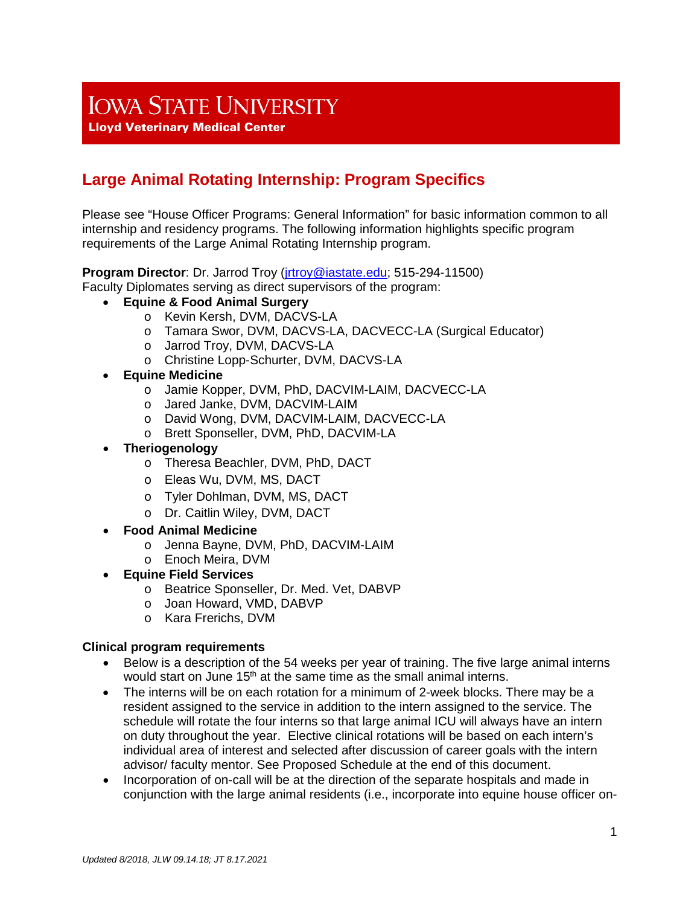# IOWA STATE UNIVERSITY

**Lloyd Veterinary Medical Center**

## Large Animal Rotating Internship: Program Specifics

Please see "House Officer Programs: General Information" for basic information common to all internship and residency programs. The following information highlights specific program requirements of the Large Animal Rotating Internship program.

**Program Director**: Dr. Jarrod Troy (jrtroy@iastate.edu; 515-294-11500)
Faculty Diplomates serving as direct supervisors of the program:

- **Equine & Food Animal Surgery**
  - Kevin Kersh, DVM, DACVS-LA
  - Tamara Swor, DVM, DACVS-LA, DACVECC-LA (Surgical Educator)
  - Jarrod Troy, DVM, DACVS-LA
  - Christine Lopp-Schurter, DVM, DACVS-LA
- **Equine Medicine**
  - Jamie Kopper, DVM, PhD, DACVIM-LAIM, DACVECC-LA
  - Jared Janke, DVM, DACVIM-LAIM
  - David Wong, DVM, DACVIM-LAIM, DACVECC-LA
  - Brett Sponseller, DVM, PhD, DACVIM-LA
- **Theriogenology**
  - Theresa Beachler, DVM, PhD, DACT
  - Eleas Wu, DVM, MS, DACT
  - Tyler Dohlman, DVM, MS, DACT
  - Dr. Caitlin Wiley, DVM, DACT
- **Food Animal Medicine**
  - Jenna Bayne, DVM, PhD, DACVIM-LAIM
  - Enoch Meira, DVM
- **Equine Field Services**
  - Beatrice Sponseller, Dr. Med. Vet, DABVP
  - Joan Howard, VMD, DABVP
  - Kara Frerichs, DVM

**Clinical program requirements**

- Below is a description of the 54 weeks per year of training. The five large animal interns would start on June 15th at the same time as the small animal interns.
- The interns will be on each rotation for a minimum of 2-week blocks. There may be a resident assigned to the service in addition to the intern assigned to the service. The schedule will rotate the four interns so that large animal ICU will always have an intern on duty throughout the year. Elective clinical rotations will be based on each intern's individual area of interest and selected after discussion of career goals with the intern advisor/ faculty mentor. See Proposed Schedule at the end of this document.
- Incorporation of on-call will be at the direction of the separate hospitals and made in conjunction with the large animal residents (i.e., incorporate into equine house officer on-

*Updated 8/2018, JLW 09.14.18; JT 8.17.2021*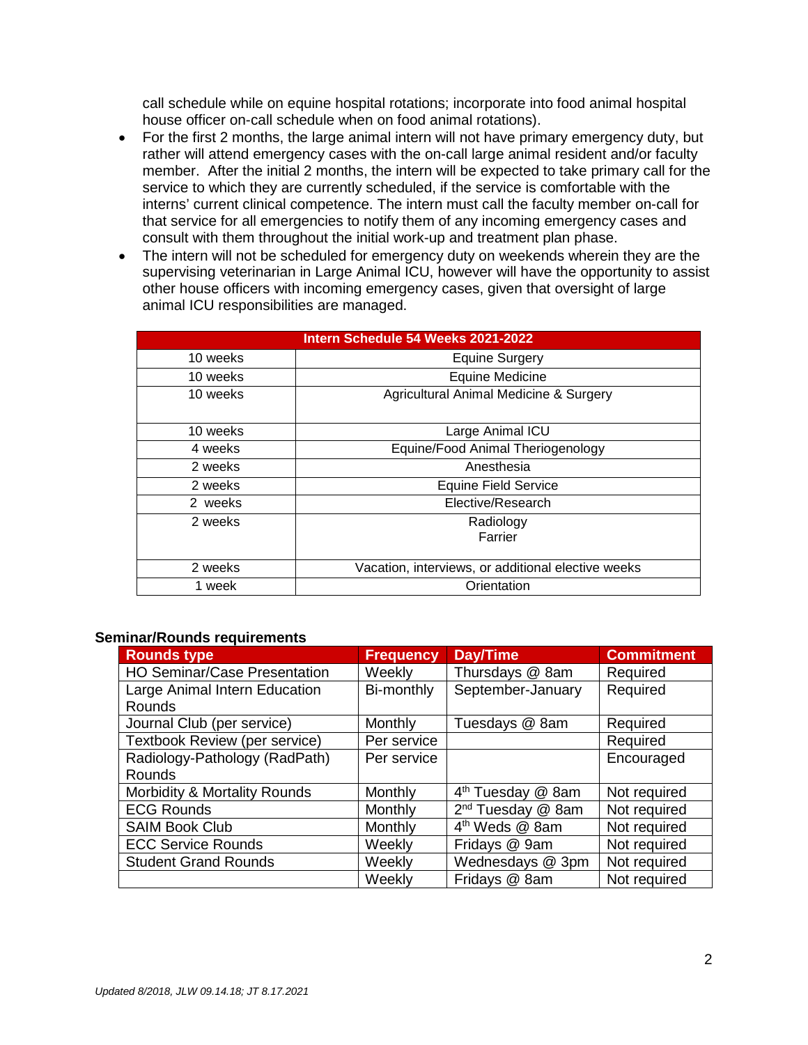call schedule while on equine hospital rotations; incorporate into food animal hospital house officer on-call schedule when on food animal rotations).

- For the first 2 months, the large animal intern will not have primary emergency duty, but rather will attend emergency cases with the on-call large animal resident and/or faculty member. After the initial 2 months, the intern will be expected to take primary call for the service to which they are currently scheduled, if the service is comfortable with the interns' current clinical competence. The intern must call the faculty member on-call for that service for all emergencies to notify them of any incoming emergency cases and consult with them throughout the initial work-up and treatment plan phase.
- The intern will not be scheduled for emergency duty on weekends wherein they are the supervising veterinarian in Large Animal ICU, however will have the opportunity to assist other house officers with incoming emergency cases, given that oversight of large animal ICU responsibilities are managed.

| Intern Schedule 54 Weeks 2021-2022 | |
|---|---|
| 10 weeks | Equine Surgery |
| 10 weeks | Equine Medicine |
| 10 weeks | Agricultural Animal Medicine & Surgery |
| 10 weeks | Large Animal ICU |
| 4 weeks | Equine/Food Animal Theriogenology |
| 2 weeks | Anesthesia |
| 2 weeks | Equine Field Service |
| 2 weeks | Elective/Research |
| 2 weeks | Radiology<br>Farrier |
| 2 weeks | Vacation, interviews, or additional elective weeks |
| 1 week | Orientation |

**Seminar/Rounds requirements**

| Rounds type | Frequency | Day/Time | Commitment |
|---|---|---|---|
| HO Seminar/Case Presentation | Weekly | Thursdays @ 8am | Required |
| Large Animal Intern Education Rounds | Bi-monthly | September-January | Required |
| Journal Club (per service) | Monthly | Tuesdays @ 8am | Required |
| Textbook Review (per service) | Per service | | Required |
| Radiology-Pathology (RadPath) Rounds | Per service | | Encouraged |
| Morbidity & Mortality Rounds | Monthly | 4th Tuesday @ 8am | Not required |
| ECG Rounds | Monthly | 2nd Tuesday @ 8am | Not required |
| SAIM Book Club | Monthly | 4th Weds @ 8am | Not required |
| ECC Service Rounds | Weekly | Fridays @ 9am | Not required |
| Student Grand Rounds | Weekly | Wednesdays @ 3pm | Not required |
| | Weekly | Fridays @ 8am | Not required |

*Updated 8/2018, JLW 09.14.18; JT 8.17.2021*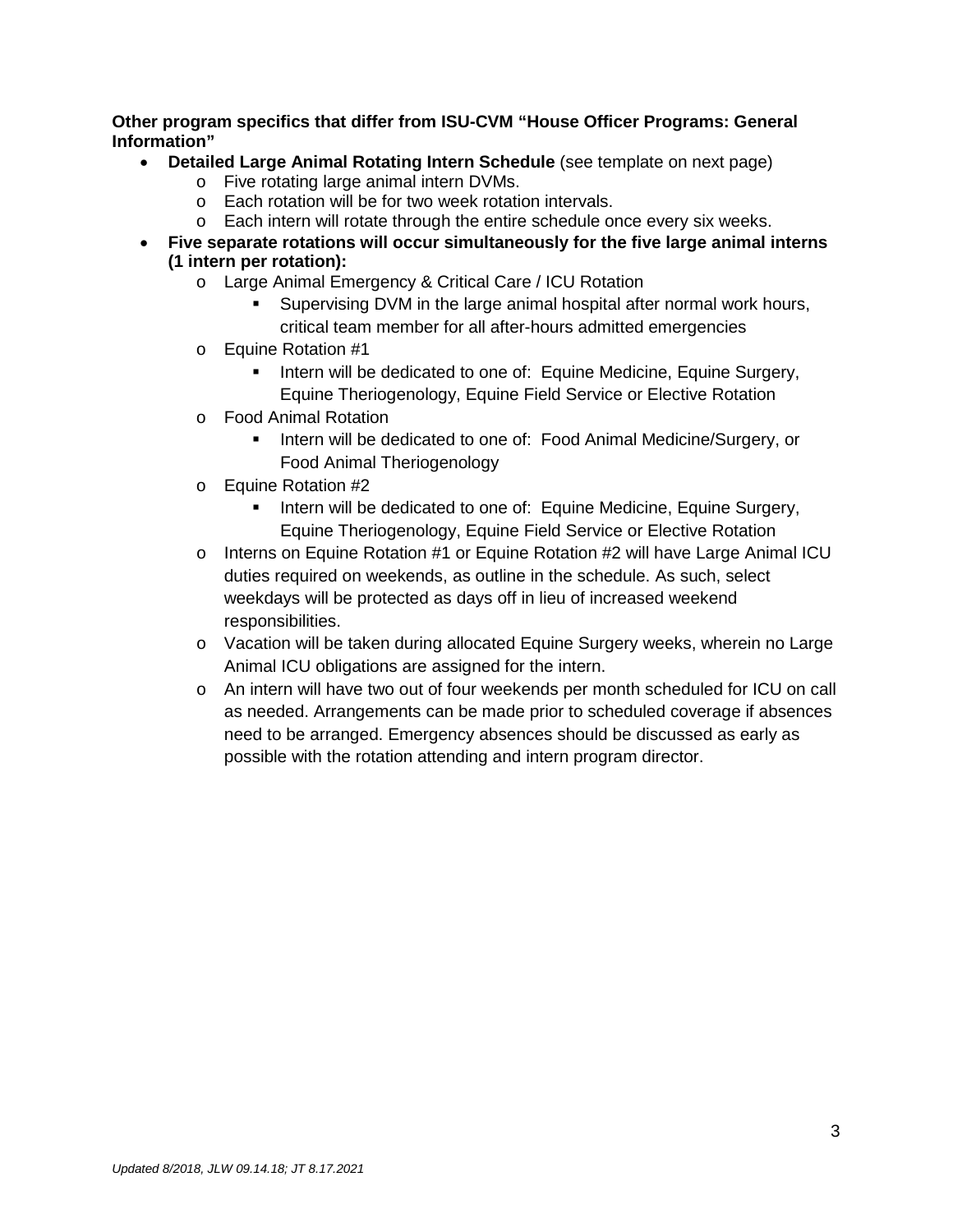**Other program specifics that differ from ISU-CVM "House Officer Programs: General Information"**

- **Detailed Large Animal Rotating Intern Schedule** (see template on next page)
  - Five rotating large animal intern DVMs.
  - Each rotation will be for two week rotation intervals.
  - Each intern will rotate through the entire schedule once every six weeks.
- **Five separate rotations will occur simultaneously for the five large animal interns (1 intern per rotation):**
  - Large Animal Emergency & Critical Care / ICU Rotation
    - Supervising DVM in the large animal hospital after normal work hours, critical team member for all after-hours admitted emergencies
  - Equine Rotation #1
    - Intern will be dedicated to one of: Equine Medicine, Equine Surgery, Equine Theriogenology, Equine Field Service or Elective Rotation
  - Food Animal Rotation
    - Intern will be dedicated to one of: Food Animal Medicine/Surgery, or Food Animal Theriogenology
  - Equine Rotation #2
    - Intern will be dedicated to one of: Equine Medicine, Equine Surgery, Equine Theriogenology, Equine Field Service or Elective Rotation
  - Interns on Equine Rotation #1 or Equine Rotation #2 will have Large Animal ICU duties required on weekends, as outline in the schedule. As such, select weekdays will be protected as days off in lieu of increased weekend responsibilities.
  - Vacation will be taken during allocated Equine Surgery weeks, wherein no Large Animal ICU obligations are assigned for the intern.
  - An intern will have two out of four weekends per month scheduled for ICU on call as needed. Arrangements can be made prior to scheduled coverage if absences need to be arranged. Emergency absences should be discussed as early as possible with the rotation attending and intern program director.

*Updated 8/2018, JLW 09.14.18; JT 8.17.2021*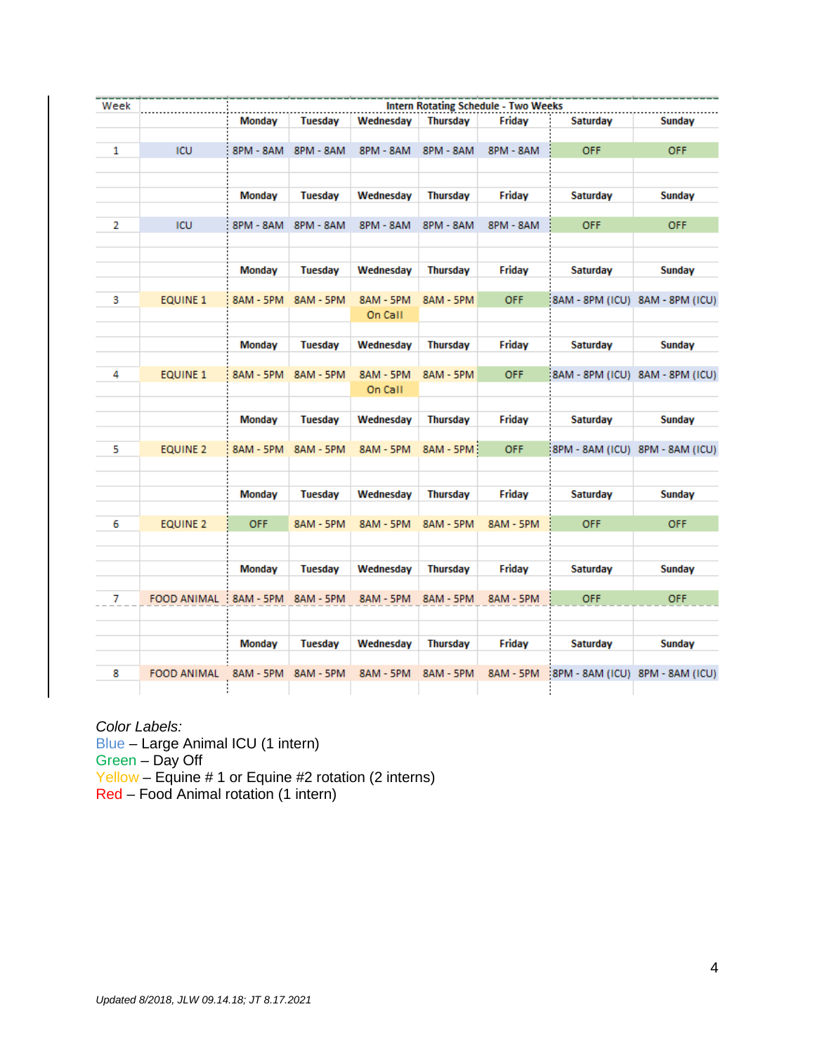| Week | | Intern Rotating Schedule - Two Weeks | | | | | | |
|---|---|---|---|---|---|---|---|---|
| | | Monday | Tuesday | Wednesday | Thursday | Friday | Saturday | Sunday |
| 1 | ICU | 8PM - 8AM | 8PM - 8AM | 8PM - 8AM | 8PM - 8AM | 8PM - 8AM | OFF | OFF |
| | | Monday | Tuesday | Wednesday | Thursday | Friday | Saturday | Sunday |
| 2 | ICU | 8PM - 8AM | 8PM - 8AM | 8PM - 8AM | 8PM - 8AM | 8PM - 8AM | OFF | OFF |
| | | Monday | Tuesday | Wednesday | Thursday | Friday | Saturday | Sunday |
| 3 | EQUINE 1 | 8AM - 5PM | 8AM - 5PM | 8AM - 5PM On Call | 8AM - 5PM | OFF | 8AM - 8PM (ICU) | 8AM - 8PM (ICU) |
| | | Monday | Tuesday | Wednesday | Thursday | Friday | Saturday | Sunday |
| 4 | EQUINE 1 | 8AM - 5PM | 8AM - 5PM | 8AM - 5PM On Call | 8AM - 5PM | OFF | 8AM - 8PM (ICU) | 8AM - 8PM (ICU) |
| | | Monday | Tuesday | Wednesday | Thursday | Friday | Saturday | Sunday |
| 5 | EQUINE 2 | 8AM - 5PM | 8AM - 5PM | 8AM - 5PM | 8AM - 5PM | OFF | 8PM - 8AM (ICU) | 8PM - 8AM (ICU) |
| | | Monday | Tuesday | Wednesday | Thursday | Friday | Saturday | Sunday |
| 6 | EQUINE 2 | OFF | 8AM - 5PM | 8AM - 5PM | 8AM - 5PM | 8AM - 5PM | OFF | OFF |
| | | Monday | Tuesday | Wednesday | Thursday | Friday | Saturday | Sunday |
| 7 | FOOD ANIMAL | 8AM - 5PM | 8AM - 5PM | 8AM - 5PM | 8AM - 5PM | 8AM - 5PM | OFF | OFF |
| | | Monday | Tuesday | Wednesday | Thursday | Friday | Saturday | Sunday |
| 8 | FOOD ANIMAL | 8AM - 5PM | 8AM - 5PM | 8AM - 5PM | 8AM - 5PM | 8AM - 5PM | 8PM - 8AM (ICU) | 8PM - 8AM (ICU) |

*Color Labels:*

Blue – Large Animal ICU (1 intern)
Green – Day Off
Yellow – Equine # 1 or Equine #2 rotation (2 interns)
Red – Food Animal rotation (1 intern)

*Updated 8/2018, JLW 09.14.18; JT 8.17.2021*